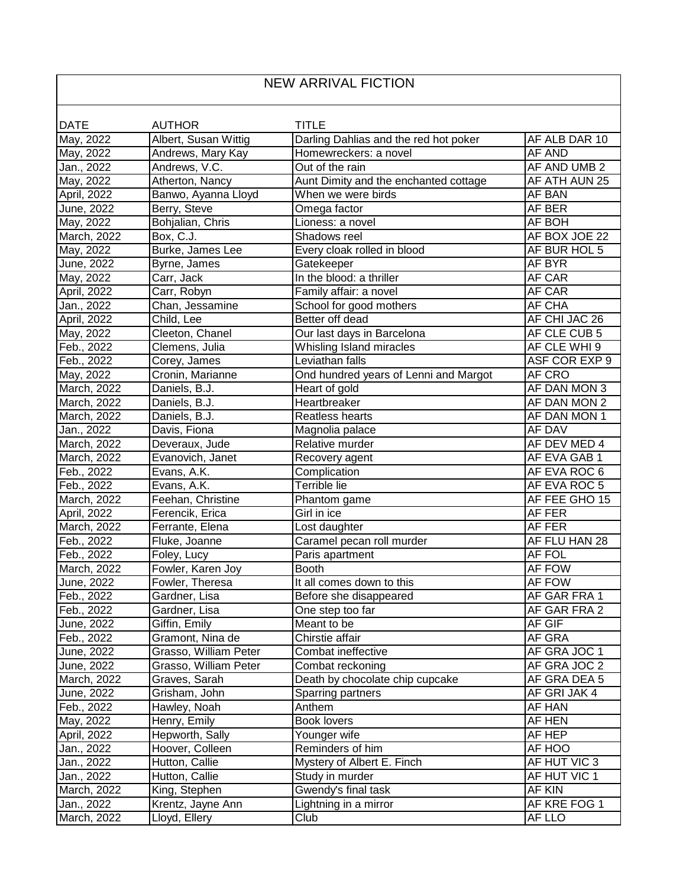# NEW ARRIVAL FICTION

| DATE | AUTHOR | TITLE | |
|---|---|---|---|
| May, 2022 | Albert, Susan Wittig | Darling Dahlias and the red hot poker | AF ALB DAR 10 |
| May, 2022 | Andrews, Mary Kay | Homewreckers: a novel | AF AND |
| Jan., 2022 | Andrews, V.C. | Out of the rain | AF AND UMB 2 |
| May, 2022 | Atherton, Nancy | Aunt Dimity and the enchanted cottage | AF ATH AUN 25 |
| April, 2022 | Banwo, Ayanna Lloyd | When we were birds | AF BAN |
| June, 2022 | Berry, Steve | Omega factor | AF BER |
| May, 2022 | Bohjalian, Chris | Lioness: a novel | AF BOH |
| March, 2022 | Box, C.J. | Shadows reel | AF BOX JOE 22 |
| May, 2022 | Burke, James Lee | Every cloak rolled in blood | AF BUR HOL 5 |
| June, 2022 | Byrne, James | Gatekeeper | AF BYR |
| May, 2022 | Carr, Jack | In the blood: a thriller | AF CAR |
| April, 2022 | Carr, Robyn | Family affair: a novel | AF CAR |
| Jan., 2022 | Chan, Jessamine | School for good mothers | AF CHA |
| April, 2022 | Child, Lee | Better off dead | AF CHI JAC 26 |
| May, 2022 | Cleeton, Chanel | Our last days in Barcelona | AF CLE CUB 5 |
| Feb., 2022 | Clemens, Julia | Whisling Island miracles | AF CLE WHI 9 |
| Feb., 2022 | Corey, James | Leviathan falls | ASF COR EXP 9 |
| May, 2022 | Cronin, Marianne | Ond hundred years of Lenni and Margot | AF CRO |
| March, 2022 | Daniels, B.J. | Heart of gold | AF DAN MON 3 |
| March, 2022 | Daniels, B.J. | Heartbreaker | AF DAN MON 2 |
| March, 2022 | Daniels, B.J. | Reatless hearts | AF DAN MON 1 |
| Jan., 2022 | Davis, Fiona | Magnolia palace | AF DAV |
| March, 2022 | Deveraux, Jude | Relative murder | AF DEV MED 4 |
| March, 2022 | Evanovich, Janet | Recovery agent | AF EVA GAB 1 |
| Feb., 2022 | Evans, A.K. | Complication | AF EVA ROC 6 |
| Feb., 2022 | Evans, A.K. | Terrible lie | AF EVA ROC 5 |
| March, 2022 | Feehan, Christine | Phantom game | AF FEE GHO 15 |
| April, 2022 | Ferencik, Erica | Girl in ice | AF FER |
| March, 2022 | Ferrante, Elena | Lost daughter | AF FER |
| Feb., 2022 | Fluke, Joanne | Caramel pecan roll murder | AF FLU HAN 28 |
| Feb., 2022 | Foley, Lucy | Paris apartment | AF FOL |
| March, 2022 | Fowler, Karen Joy | Booth | AF FOW |
| June, 2022 | Fowler, Theresa | It all comes down to this | AF FOW |
| Feb., 2022 | Gardner, Lisa | Before she disappeared | AF GAR FRA 1 |
| Feb., 2022 | Gardner, Lisa | One step too far | AF GAR FRA 2 |
| June, 2022 | Giffin, Emily | Meant to be | AF GIF |
| Feb., 2022 | Gramont, Nina de | Chirstie affair | AF GRA |
| June, 2022 | Grasso, William Peter | Combat ineffective | AF GRA JOC 1 |
| June, 2022 | Grasso, William Peter | Combat reckoning | AF GRA JOC 2 |
| March, 2022 | Graves, Sarah | Death by chocolate chip cupcake | AF GRA DEA 5 |
| June, 2022 | Grisham, John | Sparring partners | AF GRI JAK 4 |
| Feb., 2022 | Hawley, Noah | Anthem | AF HAN |
| May, 2022 | Henry, Emily | Book lovers | AF HEN |
| April, 2022 | Hepworth, Sally | Younger wife | AF HEP |
| Jan., 2022 | Hoover, Colleen | Reminders of him | AF HOO |
| Jan., 2022 | Hutton, Callie | Mystery of Albert E. Finch | AF HUT VIC 3 |
| Jan., 2022 | Hutton, Callie | Study in murder | AF HUT VIC 1 |
| March, 2022 | King, Stephen | Gwendy's final task | AF KIN |
| Jan., 2022 | Krentz, Jayne Ann | Lightning in a mirror | AF KRE FOG 1 |
| March, 2022 | Lloyd, Ellery | Club | AF LLO |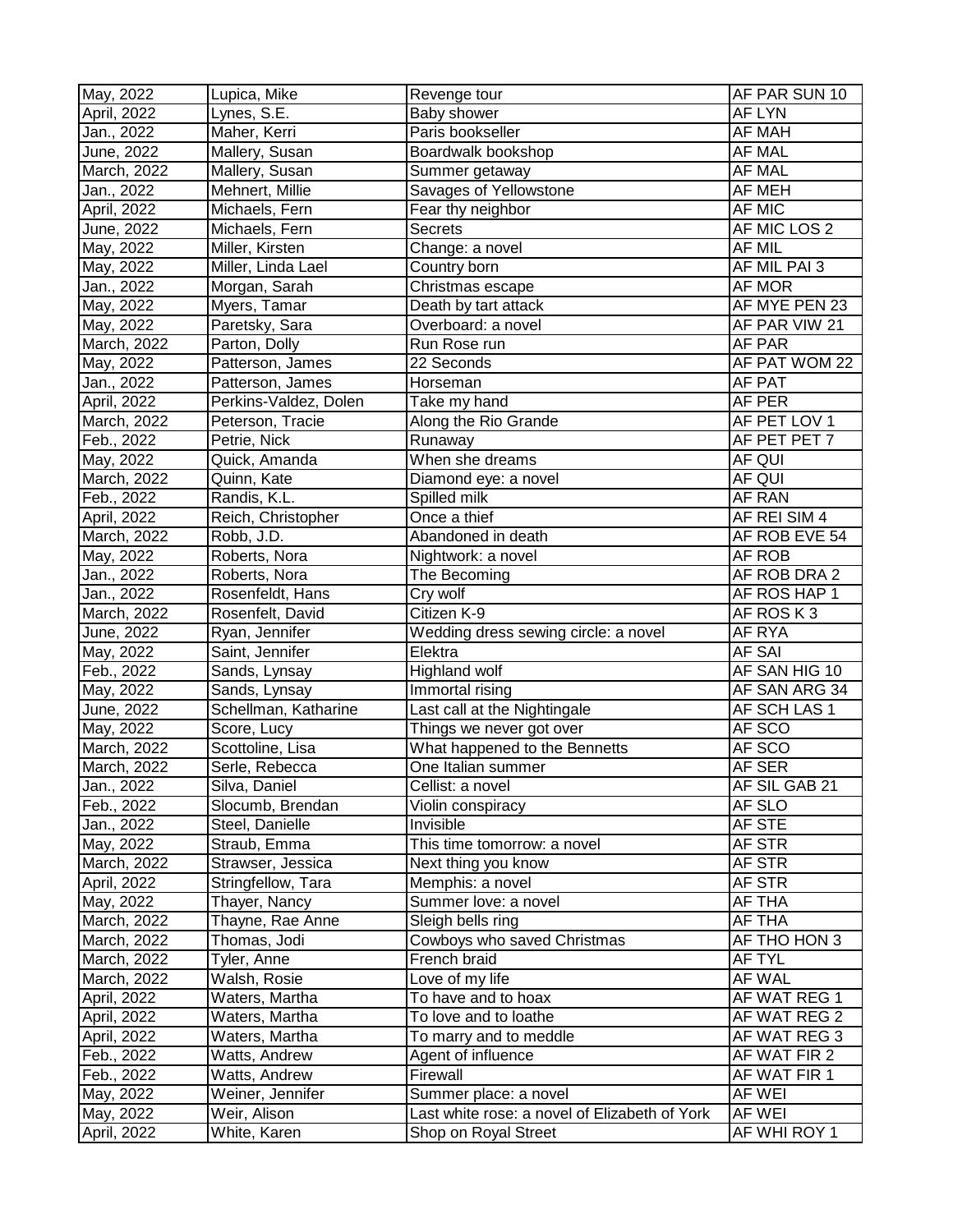| May, 2022 | Lupica, Mike | Revenge tour | AF PAR SUN 10 |
|---|---|---|---|
| April, 2022 | Lynes, S.E. | Baby shower | AF LYN |
| Jan., 2022 | Maher, Kerri | Paris bookseller | AF MAH |
| June, 2022 | Mallery, Susan | Boardwalk bookshop | AF MAL |
| March, 2022 | Mallery, Susan | Summer getaway | AF MAL |
| Jan., 2022 | Mehnert, Millie | Savages of Yellowstone | AF MEH |
| April, 2022 | Michaels, Fern | Fear thy neighbor | AF MIC |
| June, 2022 | Michaels, Fern | Secrets | AF MIC LOS 2 |
| May, 2022 | Miller, Kirsten | Change: a novel | AF MIL |
| May, 2022 | Miller, Linda Lael | Country born | AF MIL PAI 3 |
| Jan., 2022 | Morgan, Sarah | Christmas escape | AF MOR |
| May, 2022 | Myers, Tamar | Death by tart attack | AF MYE PEN 23 |
| May, 2022 | Paretsky, Sara | Overboard: a novel | AF PAR VIW 21 |
| March, 2022 | Parton, Dolly | Run Rose run | AF PAR |
| May, 2022 | Patterson, James | 22 Seconds | AF PAT WOM 22 |
| Jan., 2022 | Patterson, James | Horseman | AF PAT |
| April, 2022 | Perkins-Valdez, Dolen | Take my hand | AF PER |
| March, 2022 | Peterson, Tracie | Along the Rio Grande | AF PET LOV 1 |
| Feb., 2022 | Petrie, Nick | Runaway | AF PET PET 7 |
| May, 2022 | Quick, Amanda | When she dreams | AF QUI |
| March, 2022 | Quinn, Kate | Diamond eye: a novel | AF QUI |
| Feb., 2022 | Randis, K.L. | Spilled milk | AF RAN |
| April, 2022 | Reich, Christopher | Once a thief | AF REI SIM 4 |
| March, 2022 | Robb, J.D. | Abandoned in death | AF ROB EVE 54 |
| May, 2022 | Roberts, Nora | Nightwork: a novel | AF ROB |
| Jan., 2022 | Roberts, Nora | The Becoming | AF ROB DRA 2 |
| Jan., 2022 | Rosenfeldt, Hans | Cry wolf | AF ROS HAP 1 |
| March, 2022 | Rosenfelt, David | Citizen K-9 | AF ROS K 3 |
| June, 2022 | Ryan, Jennifer | Wedding dress sewing circle: a novel | AF RYA |
| May, 2022 | Saint, Jennifer | Elektra | AF SAI |
| Feb., 2022 | Sands, Lynsay | Highland wolf | AF SAN HIG 10 |
| May, 2022 | Sands, Lynsay | Immortal rising | AF SAN ARG 34 |
| June, 2022 | Schellman, Katharine | Last call at the Nightingale | AF SCH LAS 1 |
| May, 2022 | Score, Lucy | Things we never got over | AF SCO |
| March, 2022 | Scottoline, Lisa | What happened to the Bennetts | AF SCO |
| March, 2022 | Serle, Rebecca | One Italian summer | AF SER |
| Jan., 2022 | Silva, Daniel | Cellist: a novel | AF SIL GAB 21 |
| Feb., 2022 | Slocumb, Brendan | Violin conspiracy | AF SLO |
| Jan., 2022 | Steel, Danielle | Invisible | AF STE |
| May, 2022 | Straub, Emma | This time tomorrow: a novel | AF STR |
| March, 2022 | Strawser, Jessica | Next thing you know | AF STR |
| April, 2022 | Stringfellow, Tara | Memphis: a novel | AF STR |
| May, 2022 | Thayer, Nancy | Summer love: a novel | AF THA |
| March, 2022 | Thayne, Rae Anne | Sleigh bells ring | AF THA |
| March, 2022 | Thomas, Jodi | Cowboys who saved Christmas | AF THO HON 3 |
| March, 2022 | Tyler, Anne | French braid | AF TYL |
| March, 2022 | Walsh, Rosie | Love of my life | AF WAL |
| April, 2022 | Waters, Martha | To have and to hoax | AF WAT REG 1 |
| April, 2022 | Waters, Martha | To love and to loathe | AF WAT REG 2 |
| April, 2022 | Waters, Martha | To marry and to meddle | AF WAT REG 3 |
| Feb., 2022 | Watts, Andrew | Agent of influence | AF WAT FIR 2 |
| Feb., 2022 | Watts, Andrew | Firewall | AF WAT FIR 1 |
| May, 2022 | Weiner, Jennifer | Summer place: a novel | AF WEI |
| May, 2022 | Weir, Alison | Last white rose: a novel of Elizabeth of York | AF WEI |
| April, 2022 | White, Karen | Shop on Royal Street | AF WHI ROY 1 |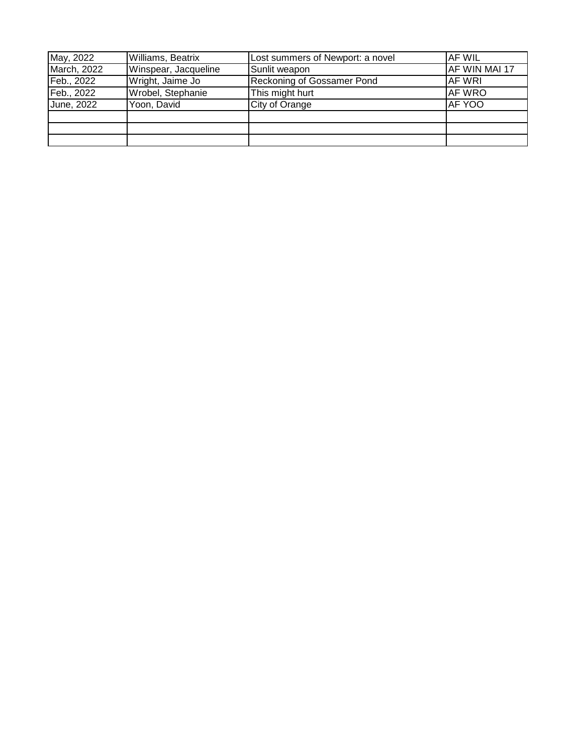| | | | |
|---|---|---|---|
| May, 2022 | Williams, Beatrix | Lost summers of Newport: a novel | AF WIL |
| March, 2022 | Winspear, Jacqueline | Sunlit weapon | AF WIN MAI 17 |
| Feb., 2022 | Wright, Jaime Jo | Reckoning of Gossamer Pond | AF WRI |
| Feb., 2022 | Wrobel, Stephanie | This might hurt | AF WRO |
| June, 2022 | Yoon, David | City of Orange | AF YOO |
| | | | |
| | | | |
| | | | |